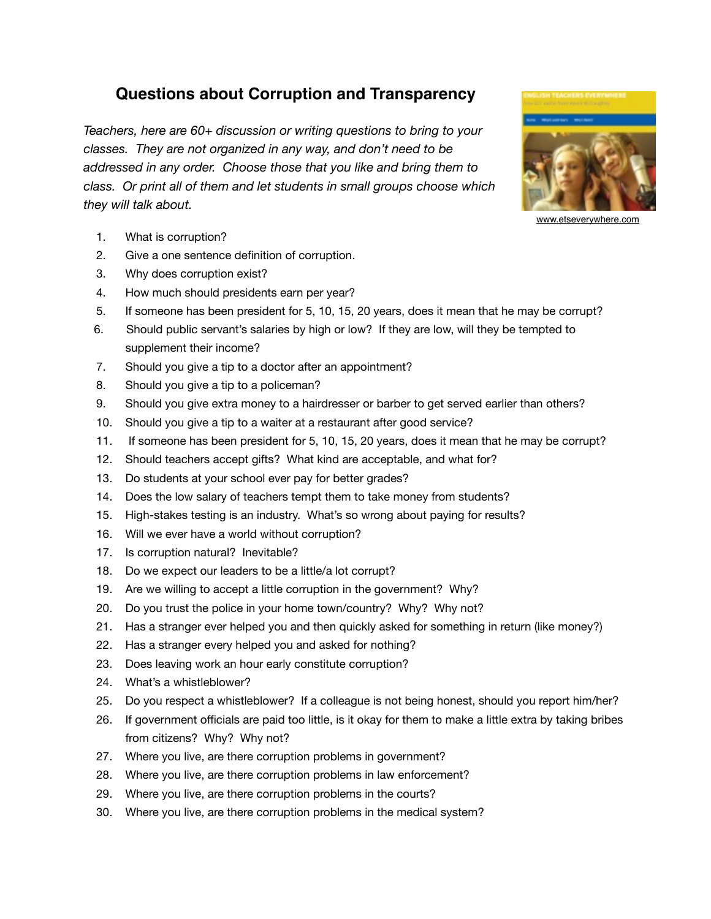# Questions about Corruption and Transparency

*Teachers, here are 60+ discussion or writing questions to bring to your classes. They are not organized in any way, and don't need to be addressed in any order. Choose those that you like and bring them to class. Or print all of them and let students in small groups choose which they will talk about.*

www.etseverywhere.com

1. What is corruption?
2. Give a one sentence definition of corruption.
3. Why does corruption exist?
4. How much should presidents earn per year?
5. If someone has been president for 5, 10, 15, 20 years, does it mean that he may be corrupt?
6. Should public servant's salaries by high or low? If they are low, will they be tempted to supplement their income?
7. Should you give a tip to a doctor after an appointment?
8. Should you give a tip to a policeman?
9. Should you give extra money to a hairdresser or barber to get served earlier than others?
10. Should you give a tip to a waiter at a restaurant after good service?
11. If someone has been president for 5, 10, 15, 20 years, does it mean that he may be corrupt?
12. Should teachers accept gifts? What kind are acceptable, and what for?
13. Do students at your school ever pay for better grades?
14. Does the low salary of teachers tempt them to take money from students?
15. High-stakes testing is an industry. What's so wrong about paying for results?
16. Will we ever have a world without corruption?
17. Is corruption natural? Inevitable?
18. Do we expect our leaders to be a little/a lot corrupt?
19. Are we willing to accept a little corruption in the government? Why?
20. Do you trust the police in your home town/country? Why? Why not?
21. Has a stranger ever helped you and then quickly asked for something in return (like money?)
22. Has a stranger every helped you and asked for nothing?
23. Does leaving work an hour early constitute corruption?
24. What's a whistleblower?
25. Do you respect a whistleblower? If a colleague is not being honest, should you report him/her?
26. If government officials are paid too little, is it okay for them to make a little extra by taking bribes from citizens? Why? Why not?
27. Where you live, are there corruption problems in government?
28. Where you live, are there corruption problems in law enforcement?
29. Where you live, are there corruption problems in the courts?
30. Where you live, are there corruption problems in the medical system?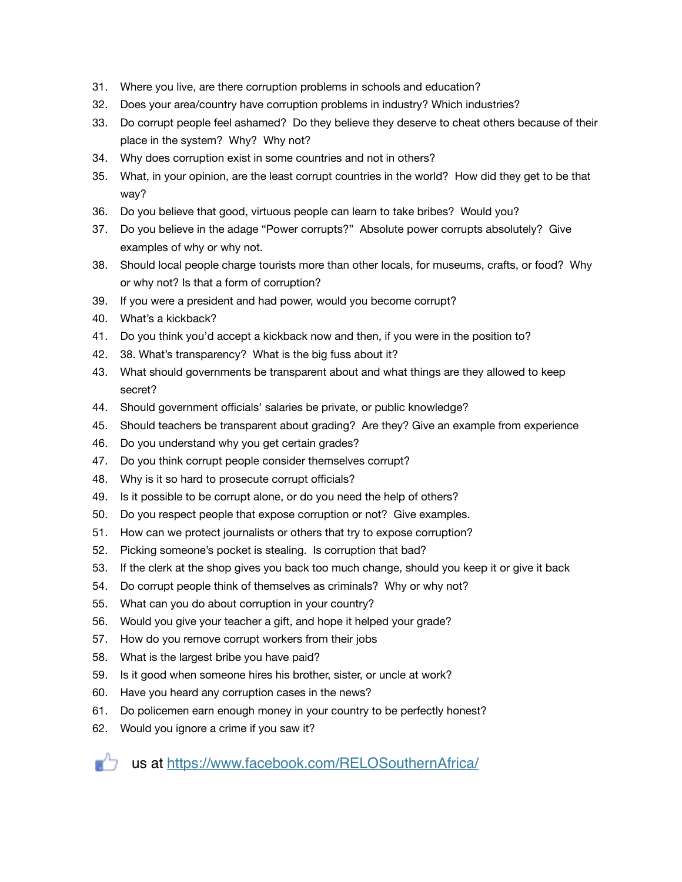31. Where you live, are there corruption problems in schools and education?
32. Does your area/country have corruption problems in industry? Which industries?
33. Do corrupt people feel ashamed? Do they believe they deserve to cheat others because of their place in the system? Why? Why not?
34. Why does corruption exist in some countries and not in others?
35. What, in your opinion, are the least corrupt countries in the world? How did they get to be that way?
36. Do you believe that good, virtuous people can learn to take bribes? Would you?
37. Do you believe in the adage "Power corrupts?" Absolute power corrupts absolutely? Give examples of why or why not.
38. Should local people charge tourists more than other locals, for museums, crafts, or food? Why or why not? Is that a form of corruption?
39. If you were a president and had power, would you become corrupt?
40. What's a kickback?
41. Do you think you'd accept a kickback now and then, if you were in the position to?
42. 38. What's transparency? What is the big fuss about it?
43. What should governments be transparent about and what things are they allowed to keep secret?
44. Should government officials' salaries be private, or public knowledge?
45. Should teachers be transparent about grading? Are they? Give an example from experience
46. Do you understand why you get certain grades?
47. Do you think corrupt people consider themselves corrupt?
48. Why is it so hard to prosecute corrupt officials?
49. Is it possible to be corrupt alone, or do you need the help of others?
50. Do you respect people that expose corruption or not? Give examples.
51. How can we protect journalists or others that try to expose corruption?
52. Picking someone's pocket is stealing. Is corruption that bad?
53. If the clerk at the shop gives you back too much change, should you keep it or give it back
54. Do corrupt people think of themselves as criminals? Why or why not?
55. What can you do about corruption in your country?
56. Would you give your teacher a gift, and hope it helped your grade?
57. How do you remove corrupt workers from their jobs
58. What is the largest bribe you have paid?
59. Is it good when someone hires his brother, sister, or uncle at work?
60. Have you heard any corruption cases in the news?
61. Do policemen earn enough money in your country to be perfectly honest?
62. Would you ignore a crime if you saw it?

us at https://www.facebook.com/RELOSouthernAfrica/